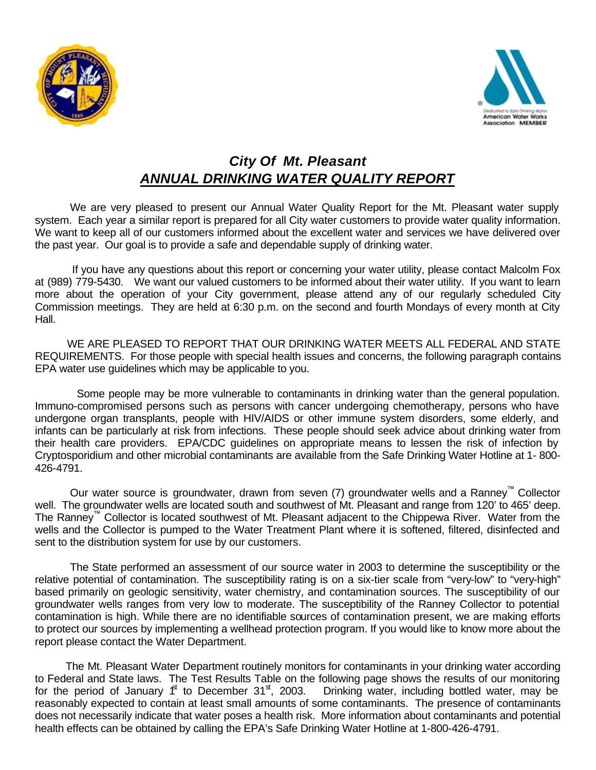# *City Of Mt. Pleasant*

## ***ANNUAL DRINKING WATER QUALITY REPORT***

We are very pleased to present our Annual Water Quality Report for the Mt. Pleasant water supply system. Each year a similar report is prepared for all City water customers to provide water quality information. We want to keep all of our customers informed about the excellent water and services we have delivered over the past year. Our goal is to provide a safe and dependable supply of drinking water.

If you have any questions about this report or concerning your water utility, please contact Malcolm Fox at (989) 779-5430. We want our valued customers to be informed about their water utility. If you want to learn more about the operation of your City government, please attend any of our regularly scheduled City Commission meetings. They are held at 6:30 p.m. on the second and fourth Mondays of every month at City Hall.

WE ARE PLEASED TO REPORT THAT OUR DRINKING WATER MEETS ALL FEDERAL AND STATE REQUIREMENTS. For those people with special health issues and concerns, the following paragraph contains EPA water use guidelines which may be applicable to you.

Some people may be more vulnerable to contaminants in drinking water than the general population. Immuno-compromised persons such as persons with cancer undergoing chemotherapy, persons who have undergone organ transplants, people with HIV/AIDS or other immune system disorders, some elderly, and infants can be particularly at risk from infections. These people should seek advice about drinking water from their health care providers. EPA/CDC guidelines on appropriate means to lessen the risk of infection by Cryptosporidium and other microbial contaminants are available from the Safe Drinking Water Hotline at 1- 800-426-4791.

Our water source is groundwater, drawn from seven (7) groundwater wells and a Ranney™ Collector well. The groundwater wells are located south and southwest of Mt. Pleasant and range from 120' to 465' deep. The Ranney™ Collector is located southwest of Mt. Pleasant adjacent to the Chippewa River. Water from the wells and the Collector is pumped to the Water Treatment Plant where it is softened, filtered, disinfected and sent to the distribution system for use by our customers.

The State performed an assessment of our source water in 2003 to determine the susceptibility or the relative potential of contamination. The susceptibility rating is on a six-tier scale from "very-low" to "very-high" based primarily on geologic sensitivity, water chemistry, and contamination sources. The susceptibility of our groundwater wells ranges from very low to moderate. The susceptibility of the Ranney Collector to potential contamination is high. While there are no identifiable sources of contamination present, we are making efforts to protect our sources by implementing a wellhead protection program. If you would like to know more about the report please contact the Water Department.

The Mt. Pleasant Water Department routinely monitors for contaminants in your drinking water according to Federal and State laws. The Test Results Table on the following page shows the results of our monitoring for the period of January 1st to December 31st, 2003. Drinking water, including bottled water, may be reasonably expected to contain at least small amounts of some contaminants. The presence of contaminants does not necessarily indicate that water poses a health risk. More information about contaminants and potential health effects can be obtained by calling the EPA's Safe Drinking Water Hotline at 1-800-426-4791.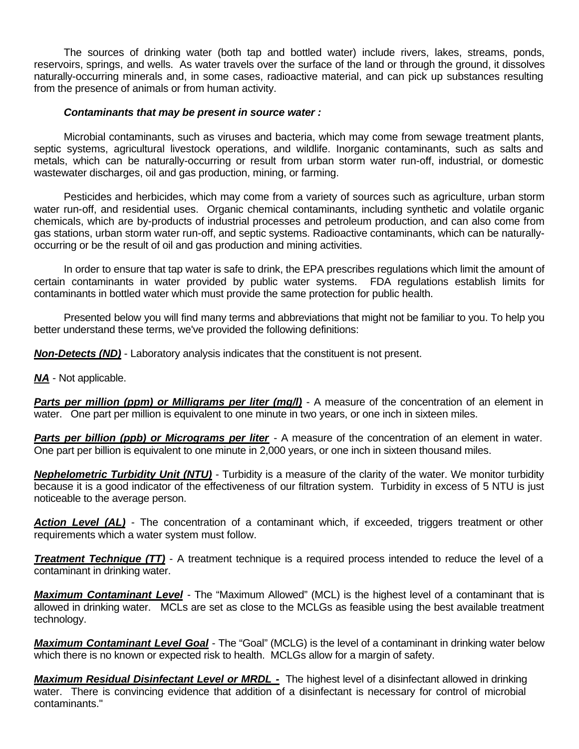The sources of drinking water (both tap and bottled water) include rivers, lakes, streams, ponds, reservoirs, springs, and wells. As water travels over the surface of the land or through the ground, it dissolves naturally-occurring minerals and, in some cases, radioactive material, and can pick up substances resulting from the presence of animals or from human activity.

***Contaminants that may be present in source water :***

Microbial contaminants, such as viruses and bacteria, which may come from sewage treatment plants, septic systems, agricultural livestock operations, and wildlife. Inorganic contaminants, such as salts and metals, which can be naturally-occurring or result from urban storm water run-off, industrial, or domestic wastewater discharges, oil and gas production, mining, or farming.

Pesticides and herbicides, which may come from a variety of sources such as agriculture, urban storm water run-off, and residential uses. Organic chemical contaminants, including synthetic and volatile organic chemicals, which are by-products of industrial processes and petroleum production, and can also come from gas stations, urban storm water run-off, and septic systems. Radioactive contaminants, which can be naturally-occurring or be the result of oil and gas production and mining activities.

In order to ensure that tap water is safe to drink, the EPA prescribes regulations which limit the amount of certain contaminants in water provided by public water systems. FDA regulations establish limits for contaminants in bottled water which must provide the same protection for public health.

Presented below you will find many terms and abbreviations that might not be familiar to you. To help you better understand these terms, we've provided the following definitions:

***Non-Detects (ND)*** - Laboratory analysis indicates that the constituent is not present.

***NA*** - Not applicable.

***Parts per million (ppm) or Milligrams per liter (mg/l)*** - A measure of the concentration of an element in water. One part per million is equivalent to one minute in two years, or one inch in sixteen miles.

***Parts per billion (ppb) or Micrograms per liter*** - A measure of the concentration of an element in water. One part per billion is equivalent to one minute in 2,000 years, or one inch in sixteen thousand miles.

***Nephelometric Turbidity Unit (NTU)*** - Turbidity is a measure of the clarity of the water. We monitor turbidity because it is a good indicator of the effectiveness of our filtration system. Turbidity in excess of 5 NTU is just noticeable to the average person.

***Action Level (AL)*** - The concentration of a contaminant which, if exceeded, triggers treatment or other requirements which a water system must follow.

***Treatment Technique (TT)*** - A treatment technique is a required process intended to reduce the level of a contaminant in drinking water.

***Maximum Contaminant Level*** - The "Maximum Allowed" (MCL) is the highest level of a contaminant that is allowed in drinking water. MCLs are set as close to the MCLGs as feasible using the best available treatment technology.

***Maximum Contaminant Level Goal*** - The "Goal" (MCLG) is the level of a contaminant in drinking water below which there is no known or expected risk to health. MCLGs allow for a margin of safety.

***Maximum Residual Disinfectant Level or MRDL -*** The highest level of a disinfectant allowed in drinking water. There is convincing evidence that addition of a disinfectant is necessary for control of microbial contaminants."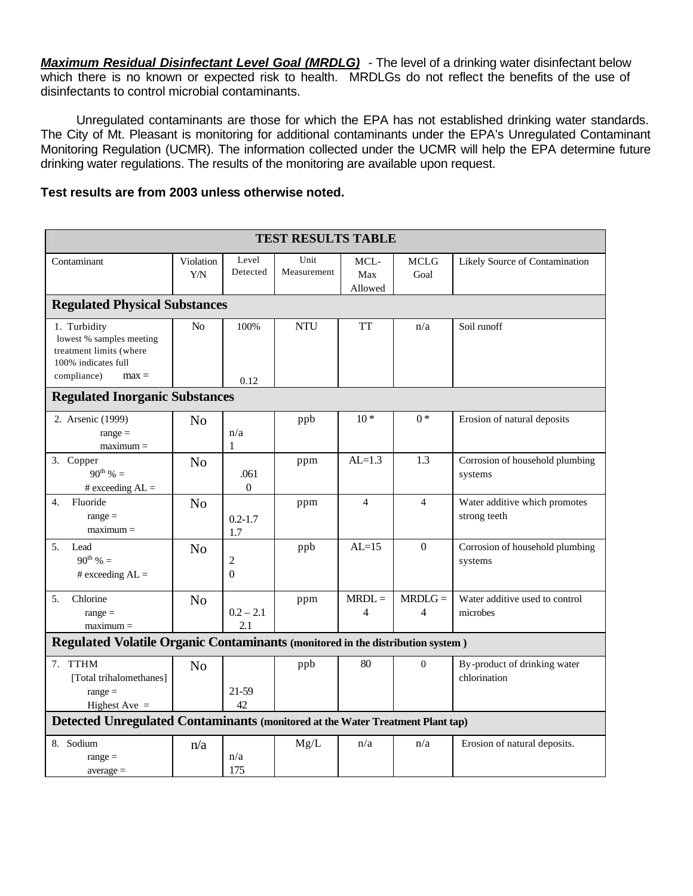***Maximum Residual Disinfectant Level Goal (MRDLG)*** - The level of a drinking water disinfectant below which there is no known or expected risk to health. MRDLGs do not reflect the benefits of the use of disinfectants to control microbial contaminants.

Unregulated contaminants are those for which the EPA has not established drinking water standards. The City of Mt. Pleasant is monitoring for additional contaminants under the EPA's Unregulated Contaminant Monitoring Regulation (UCMR). The information collected under the UCMR will help the EPA determine future drinking water regulations. The results of the monitoring are available upon request.

**Test results are from 2003 unless otherwise noted.**

| TEST RESULTS TABLE | | | | | | |
|---|---|---|---|---|---|---|
| Contaminant | Violation Y/N | Level Detected | Unit Measurement | MCL-Max Allowed | MCLG Goal | Likely Source of Contamination |
| **Regulated Physical Substances** | | | | | | |
| 1. Turbidity lowest % samples meeting treatment limits (where 100% indicates full compliance) max = | No | 100% 0.12 | NTU | TT | n/a | Soil runoff |
| **Regulated Inorganic Substances** | | | | | | |
| 2. Arsenic (1999) range = maximum = | No | n/a 1 | ppb | 10 * | 0 * | Erosion of natural deposits |
| 3. Copper 90th % = # exceeding AL = | No | .061 0 | ppm | AL=1.3 | 1.3 | Corrosion of household plumbing systems |
| 4. Fluoride range = maximum = | No | 0.2-1.7 1.7 | ppm | 4 | 4 | Water additive which promotes strong teeth |
| 5. Lead 90th % = # exceeding AL = | No | 2 0 | ppb | AL=15 | 0 | Corrosion of household plumbing systems |
| 5. Chlorine range = maximum = | No | 0.2 – 2.1 2.1 | ppm | MRDL = 4 | MRDLG = 4 | Water additive used to control microbes |
| **Regulated Volatile Organic Contaminants (monitored in the distribution system )** | | | | | | |
| 7. TTHM [Total trihalomethanes] range = Highest Ave = | No | 21-59 42 | ppb | 80 | 0 | By-product of drinking water chlorination |
| **Detected Unregulated Contaminants (monitored at the Water Treatment Plant tap)** | | | | | | |
| 8. Sodium range = average = | n/a | n/a 175 | Mg/L | n/a | n/a | Erosion of natural deposits. |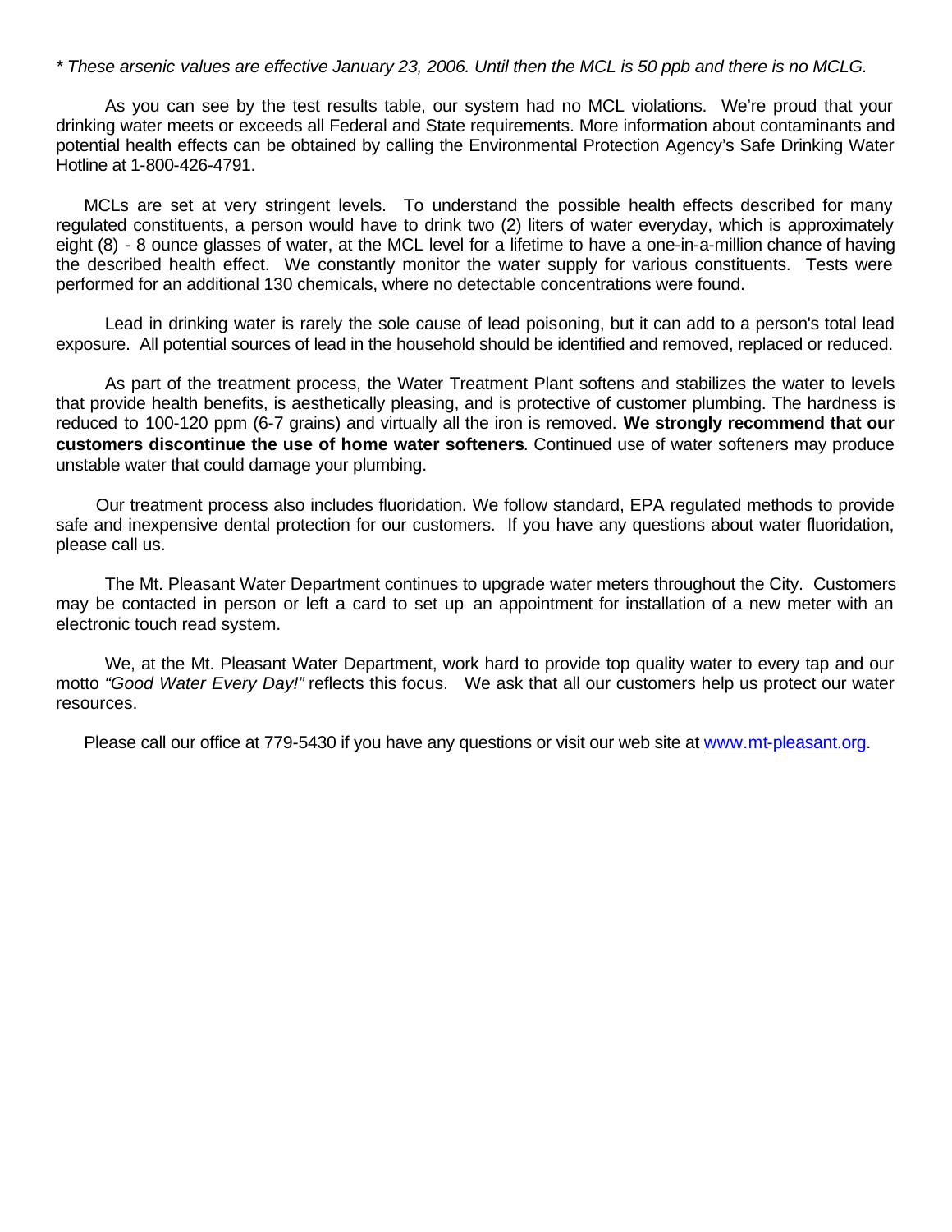*\* These arsenic values are effective January 23, 2006. Until then the MCL is 50 ppb and there is no MCLG.*

As you can see by the test results table, our system had no MCL violations. We're proud that your drinking water meets or exceeds all Federal and State requirements. More information about contaminants and potential health effects can be obtained by calling the Environmental Protection Agency's Safe Drinking Water Hotline at 1-800-426-4791.

MCLs are set at very stringent levels. To understand the possible health effects described for many regulated constituents, a person would have to drink two (2) liters of water everyday, which is approximately eight (8) - 8 ounce glasses of water, at the MCL level for a lifetime to have a one-in-a-million chance of having the described health effect. We constantly monitor the water supply for various constituents. Tests were performed for an additional 130 chemicals, where no detectable concentrations were found.

Lead in drinking water is rarely the sole cause of lead poisoning, but it can add to a person's total lead exposure. All potential sources of lead in the household should be identified and removed, replaced or reduced.

As part of the treatment process, the Water Treatment Plant softens and stabilizes the water to levels that provide health benefits, is aesthetically pleasing, and is protective of customer plumbing. The hardness is reduced to 100-120 ppm (6-7 grains) and virtually all the iron is removed. **We strongly recommend that our customers discontinue the use of home water softeners**. Continued use of water softeners may produce unstable water that could damage your plumbing.

Our treatment process also includes fluoridation. We follow standard, EPA regulated methods to provide safe and inexpensive dental protection for our customers. If you have any questions about water fluoridation, please call us.

The Mt. Pleasant Water Department continues to upgrade water meters throughout the City. Customers may be contacted in person or left a card to set up an appointment for installation of a new meter with an electronic touch read system.

We, at the Mt. Pleasant Water Department, work hard to provide top quality water to every tap and our motto *"Good Water Every Day!"* reflects this focus. We ask that all our customers help us protect our water resources.

Please call our office at 779-5430 if you have any questions or visit our web site at www.mt-pleasant.org.